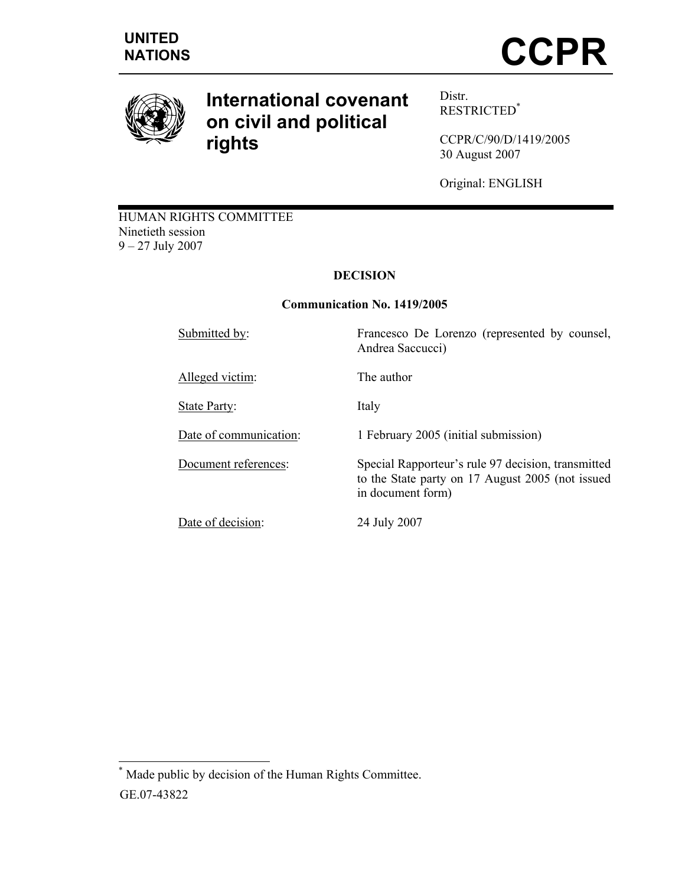UNITED NATIONS

# CCPR

## International covenant on civil and political rights

Distr.
RESTRICTED*

CCPR/C/90/D/1419/2005
30 August 2007

Original: ENGLISH

HUMAN RIGHTS COMMITTEE
Ninetieth session
9 – 27 July 2007

**DECISION**

**Communication No. 1419/2005**

| | |
|---|---|
| Submitted by: | Francesco De Lorenzo (represented by counsel, Andrea Saccucci) |
| Alleged victim: | The author |
| State Party: | Italy |
| Date of communication: | 1 February 2005 (initial submission) |
| Document references: | Special Rapporteur's rule 97 decision, transmitted to the State party on 17 August 2005 (not issued in document form) |
| Date of decision: | 24 July 2007 |

* Made public by decision of the Human Rights Committee.

GE.07-43822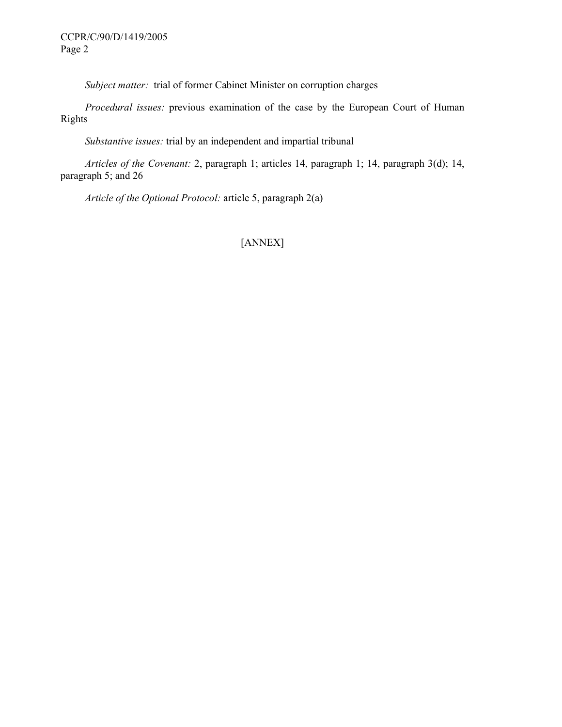*Subject matter:* trial of former Cabinet Minister on corruption charges

*Procedural issues:* previous examination of the case by the European Court of Human Rights

*Substantive issues:* trial by an independent and impartial tribunal

*Articles of the Covenant:* 2, paragraph 1; articles 14, paragraph 1; 14, paragraph 3(d); 14, paragraph 5; and 26

*Article of the Optional Protocol:* article 5, paragraph 2(a)

[ANNEX]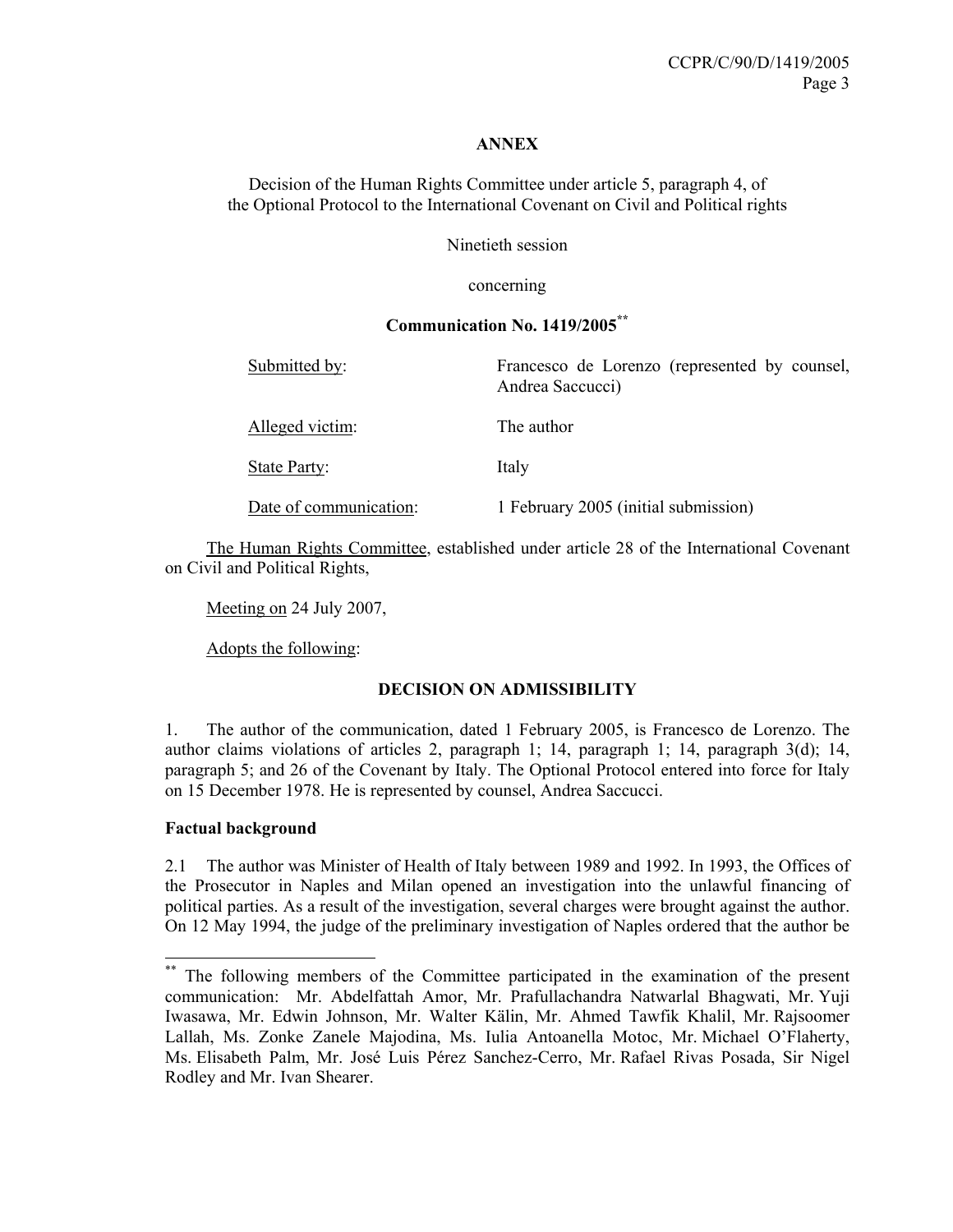**ANNEX**

Decision of the Human Rights Committee under article 5, paragraph 4, of the Optional Protocol to the International Covenant on Civil and Political rights

Ninetieth session

concerning

**Communication No. 1419/2005**[**]

| | |
|---|---|
| Submitted by: | Francesco de Lorenzo (represented by counsel, Andrea Saccucci) |
| Alleged victim: | The author |
| State Party: | Italy |
| Date of communication: | 1 February 2005 (initial submission) |

The Human Rights Committee, established under article 28 of the International Covenant on Civil and Political Rights,

Meeting on 24 July 2007,

Adopts the following:

**DECISION ON ADMISSIBILITY**

1. The author of the communication, dated 1 February 2005, is Francesco de Lorenzo. The author claims violations of articles 2, paragraph 1; 14, paragraph 1; 14, paragraph 3(d); 14, paragraph 5; and 26 of the Covenant by Italy. The Optional Protocol entered into force for Italy on 15 December 1978. He is represented by counsel, Andrea Saccucci.

**Factual background**

2.1 The author was Minister of Health of Italy between 1989 and 1992. In 1993, the Offices of the Prosecutor in Naples and Milan opened an investigation into the unlawful financing of political parties. As a result of the investigation, several charges were brought against the author. On 12 May 1994, the judge of the preliminary investigation of Naples ordered that the author be

[**] The following members of the Committee participated in the examination of the present communication: Mr. Abdelfattah Amor, Mr. Prafullachandra Natwarlal Bhagwati, Mr. Yuji Iwasawa, Mr. Edwin Johnson, Mr. Walter Kälin, Mr. Ahmed Tawfik Khalil, Mr. Rajsoomer Lallah, Ms. Zonke Zanele Majodina, Ms. Iulia Antoanella Motoc, Mr. Michael O'Flaherty, Ms. Elisabeth Palm, Mr. José Luis Pérez Sanchez-Cerro, Mr. Rafael Rivas Posada, Sir Nigel Rodley and Mr. Ivan Shearer.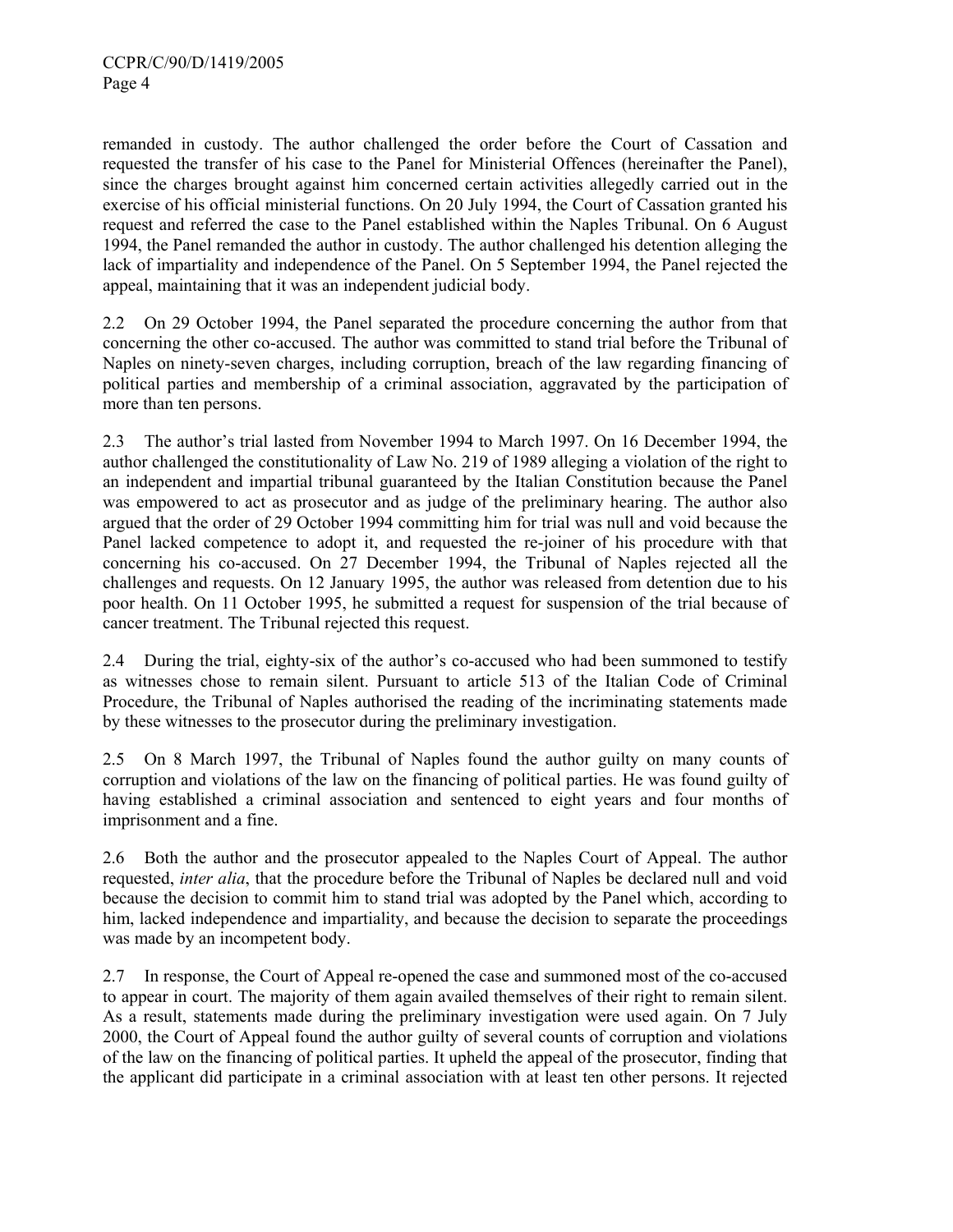remanded in custody. The author challenged the order before the Court of Cassation and requested the transfer of his case to the Panel for Ministerial Offences (hereinafter the Panel), since the charges brought against him concerned certain activities allegedly carried out in the exercise of his official ministerial functions. On 20 July 1994, the Court of Cassation granted his request and referred the case to the Panel established within the Naples Tribunal. On 6 August 1994, the Panel remanded the author in custody. The author challenged his detention alleging the lack of impartiality and independence of the Panel. On 5 September 1994, the Panel rejected the appeal, maintaining that it was an independent judicial body.

2.2 On 29 October 1994, the Panel separated the procedure concerning the author from that concerning the other co-accused. The author was committed to stand trial before the Tribunal of Naples on ninety-seven charges, including corruption, breach of the law regarding financing of political parties and membership of a criminal association, aggravated by the participation of more than ten persons.

2.3 The author's trial lasted from November 1994 to March 1997. On 16 December 1994, the author challenged the constitutionality of Law No. 219 of 1989 alleging a violation of the right to an independent and impartial tribunal guaranteed by the Italian Constitution because the Panel was empowered to act as prosecutor and as judge of the preliminary hearing. The author also argued that the order of 29 October 1994 committing him for trial was null and void because the Panel lacked competence to adopt it, and requested the re-joiner of his procedure with that concerning his co-accused. On 27 December 1994, the Tribunal of Naples rejected all the challenges and requests. On 12 January 1995, the author was released from detention due to his poor health. On 11 October 1995, he submitted a request for suspension of the trial because of cancer treatment. The Tribunal rejected this request.

2.4 During the trial, eighty-six of the author's co-accused who had been summoned to testify as witnesses chose to remain silent. Pursuant to article 513 of the Italian Code of Criminal Procedure, the Tribunal of Naples authorised the reading of the incriminating statements made by these witnesses to the prosecutor during the preliminary investigation.

2.5 On 8 March 1997, the Tribunal of Naples found the author guilty on many counts of corruption and violations of the law on the financing of political parties. He was found guilty of having established a criminal association and sentenced to eight years and four months of imprisonment and a fine.

2.6 Both the author and the prosecutor appealed to the Naples Court of Appeal. The author requested, *inter alia*, that the procedure before the Tribunal of Naples be declared null and void because the decision to commit him to stand trial was adopted by the Panel which, according to him, lacked independence and impartiality, and because the decision to separate the proceedings was made by an incompetent body.

2.7 In response, the Court of Appeal re-opened the case and summoned most of the co-accused to appear in court. The majority of them again availed themselves of their right to remain silent. As a result, statements made during the preliminary investigation were used again. On 7 July 2000, the Court of Appeal found the author guilty of several counts of corruption and violations of the law on the financing of political parties. It upheld the appeal of the prosecutor, finding that the applicant did participate in a criminal association with at least ten other persons. It rejected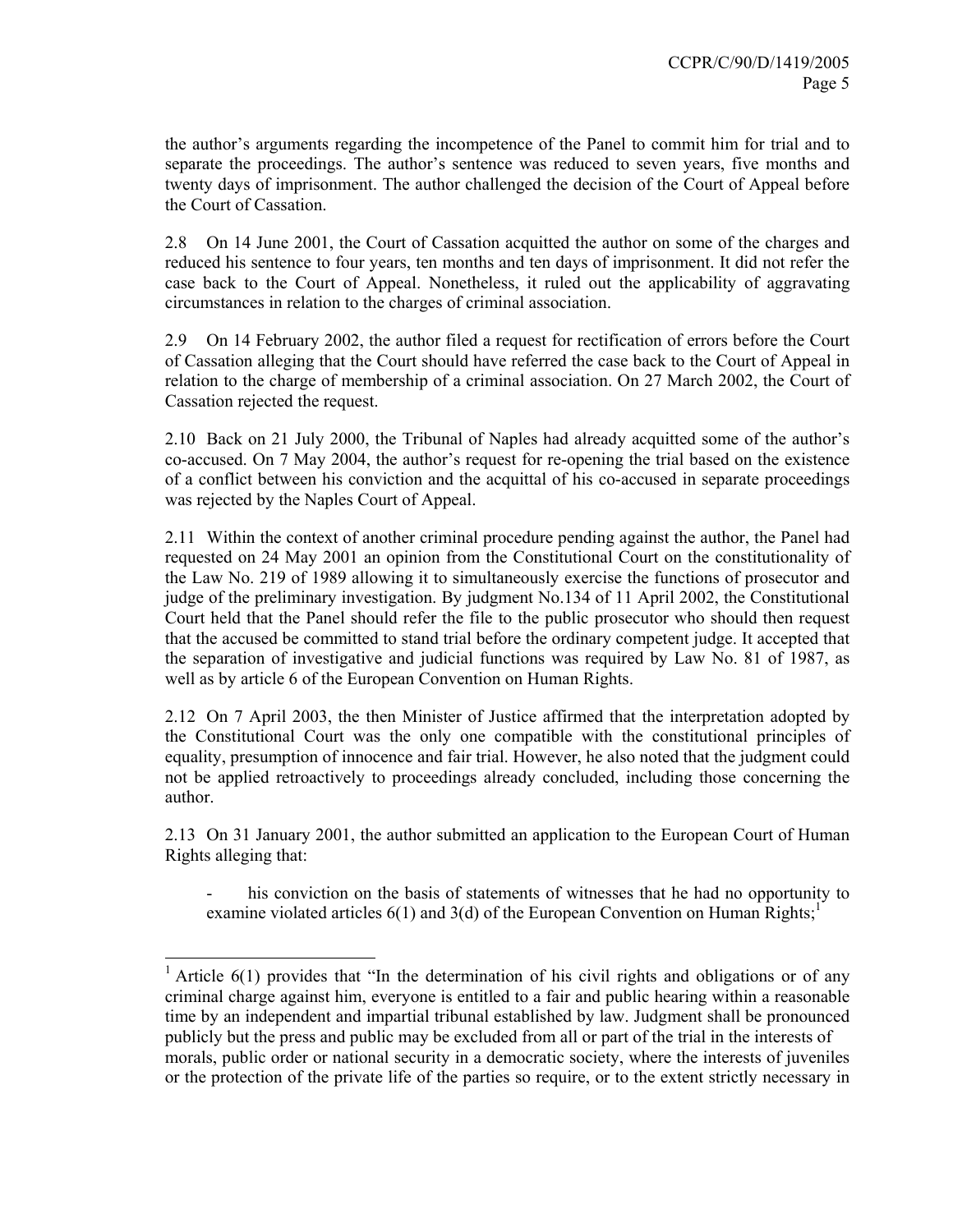the author's arguments regarding the incompetence of the Panel to commit him for trial and to separate the proceedings. The author's sentence was reduced to seven years, five months and twenty days of imprisonment. The author challenged the decision of the Court of Appeal before the Court of Cassation.

2.8 On 14 June 2001, the Court of Cassation acquitted the author on some of the charges and reduced his sentence to four years, ten months and ten days of imprisonment. It did not refer the case back to the Court of Appeal. Nonetheless, it ruled out the applicability of aggravating circumstances in relation to the charges of criminal association.

2.9 On 14 February 2002, the author filed a request for rectification of errors before the Court of Cassation alleging that the Court should have referred the case back to the Court of Appeal in relation to the charge of membership of a criminal association. On 27 March 2002, the Court of Cassation rejected the request.

2.10 Back on 21 July 2000, the Tribunal of Naples had already acquitted some of the author's co-accused. On 7 May 2004, the author's request for re-opening the trial based on the existence of a conflict between his conviction and the acquittal of his co-accused in separate proceedings was rejected by the Naples Court of Appeal.

2.11 Within the context of another criminal procedure pending against the author, the Panel had requested on 24 May 2001 an opinion from the Constitutional Court on the constitutionality of the Law No. 219 of 1989 allowing it to simultaneously exercise the functions of prosecutor and judge of the preliminary investigation. By judgment No.134 of 11 April 2002, the Constitutional Court held that the Panel should refer the file to the public prosecutor who should then request that the accused be committed to stand trial before the ordinary competent judge. It accepted that the separation of investigative and judicial functions was required by Law No. 81 of 1987, as well as by article 6 of the European Convention on Human Rights.

2.12 On 7 April 2003, the then Minister of Justice affirmed that the interpretation adopted by the Constitutional Court was the only one compatible with the constitutional principles of equality, presumption of innocence and fair trial. However, he also noted that the judgment could not be applied retroactively to proceedings already concluded, including those concerning the author.

2.13 On 31 January 2001, the author submitted an application to the European Court of Human Rights alleging that:

- his conviction on the basis of statements of witnesses that he had no opportunity to examine violated articles 6(1) and 3(d) of the European Convention on Human Rights;[1]

---

[1] Article 6(1) provides that "In the determination of his civil rights and obligations or of any criminal charge against him, everyone is entitled to a fair and public hearing within a reasonable time by an independent and impartial tribunal established by law. Judgment shall be pronounced publicly but the press and public may be excluded from all or part of the trial in the interests of morals, public order or national security in a democratic society, where the interests of juveniles or the protection of the private life of the parties so require, or to the extent strictly necessary in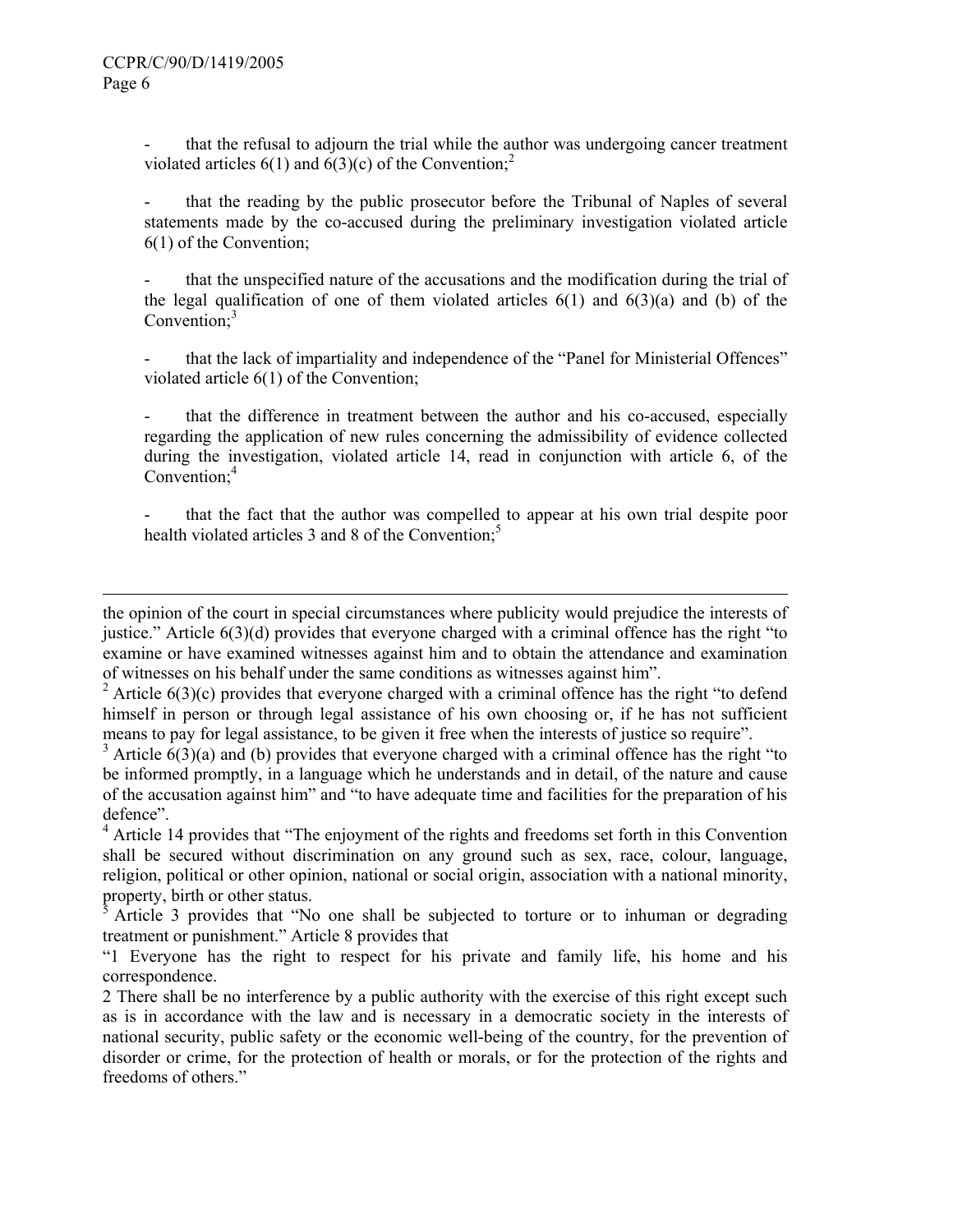- that the refusal to adjourn the trial while the author was undergoing cancer treatment violated articles 6(1) and 6(3)(c) of the Convention;[2]

- that the reading by the public prosecutor before the Tribunal of Naples of several statements made by the co-accused during the preliminary investigation violated article 6(1) of the Convention;

- that the unspecified nature of the accusations and the modification during the trial of the legal qualification of one of them violated articles 6(1) and 6(3)(a) and (b) of the Convention;[3]

- that the lack of impartiality and independence of the "Panel for Ministerial Offences" violated article 6(1) of the Convention;

- that the difference in treatment between the author and his co-accused, especially regarding the application of new rules concerning the admissibility of evidence collected during the investigation, violated article 14, read in conjunction with article 6, of the Convention;[4]

- that the fact that the author was compelled to appear at his own trial despite poor health violated articles 3 and 8 of the Convention;[5]

---

the opinion of the court in special circumstances where publicity would prejudice the interests of justice." Article 6(3)(d) provides that everyone charged with a criminal offence has the right "to examine or have examined witnesses against him and to obtain the attendance and examination of witnesses on his behalf under the same conditions as witnesses against him".

[2] Article 6(3)(c) provides that everyone charged with a criminal offence has the right "to defend himself in person or through legal assistance of his own choosing or, if he has not sufficient means to pay for legal assistance, to be given it free when the interests of justice so require".

[3] Article 6(3)(a) and (b) provides that everyone charged with a criminal offence has the right "to be informed promptly, in a language which he understands and in detail, of the nature and cause of the accusation against him" and "to have adequate time and facilities for the preparation of his defence".

[4] Article 14 provides that "The enjoyment of the rights and freedoms set forth in this Convention shall be secured without discrimination on any ground such as sex, race, colour, language, religion, political or other opinion, national or social origin, association with a national minority, property, birth or other status.

[5] Article 3 provides that "No one shall be subjected to torture or to inhuman or degrading treatment or punishment." Article 8 provides that

"1 Everyone has the right to respect for his private and family life, his home and his correspondence.

2 There shall be no interference by a public authority with the exercise of this right except such as is in accordance with the law and is necessary in a democratic society in the interests of national security, public safety or the economic well-being of the country, for the prevention of disorder or crime, for the protection of health or morals, or for the protection of the rights and freedoms of others."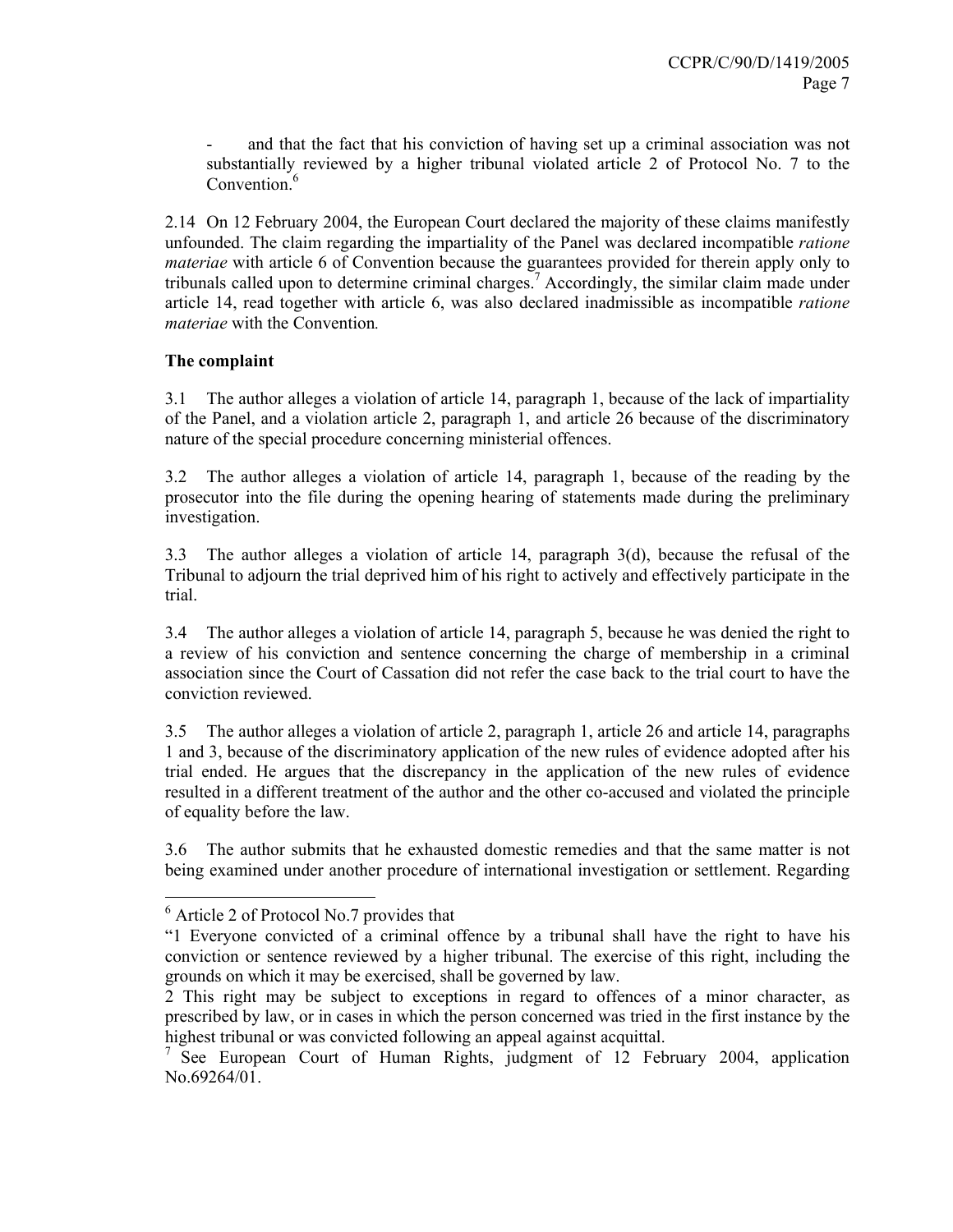- and that the fact that his conviction of having set up a criminal association was not substantially reviewed by a higher tribunal violated article 2 of Protocol No. 7 to the Convention.[6]

2.14 On 12 February 2004, the European Court declared the majority of these claims manifestly unfounded. The claim regarding the impartiality of the Panel was declared incompatible *ratione materiae* with article 6 of Convention because the guarantees provided for therein apply only to tribunals called upon to determine criminal charges.[7] Accordingly, the similar claim made under article 14, read together with article 6, was also declared inadmissible as incompatible *ratione materiae* with the Convention.

**The complaint**

3.1 The author alleges a violation of article 14, paragraph 1, because of the lack of impartiality of the Panel, and a violation article 2, paragraph 1, and article 26 because of the discriminatory nature of the special procedure concerning ministerial offences.

3.2 The author alleges a violation of article 14, paragraph 1, because of the reading by the prosecutor into the file during the opening hearing of statements made during the preliminary investigation.

3.3 The author alleges a violation of article 14, paragraph 3(d), because the refusal of the Tribunal to adjourn the trial deprived him of his right to actively and effectively participate in the trial.

3.4 The author alleges a violation of article 14, paragraph 5, because he was denied the right to a review of his conviction and sentence concerning the charge of membership in a criminal association since the Court of Cassation did not refer the case back to the trial court to have the conviction reviewed.

3.5 The author alleges a violation of article 2, paragraph 1, article 26 and article 14, paragraphs 1 and 3, because of the discriminatory application of the new rules of evidence adopted after his trial ended. He argues that the discrepancy in the application of the new rules of evidence resulted in a different treatment of the author and the other co-accused and violated the principle of equality before the law.

3.6 The author submits that he exhausted domestic remedies and that the same matter is not being examined under another procedure of international investigation or settlement. Regarding

---

[6] Article 2 of Protocol No.7 provides that

"1 Everyone convicted of a criminal offence by a tribunal shall have the right to have his conviction or sentence reviewed by a higher tribunal. The exercise of this right, including the grounds on which it may be exercised, shall be governed by law.

2 This right may be subject to exceptions in regard to offences of a minor character, as prescribed by law, or in cases in which the person concerned was tried in the first instance by the highest tribunal or was convicted following an appeal against acquittal.

[7] See European Court of Human Rights, judgment of 12 February 2004, application No.69264/01.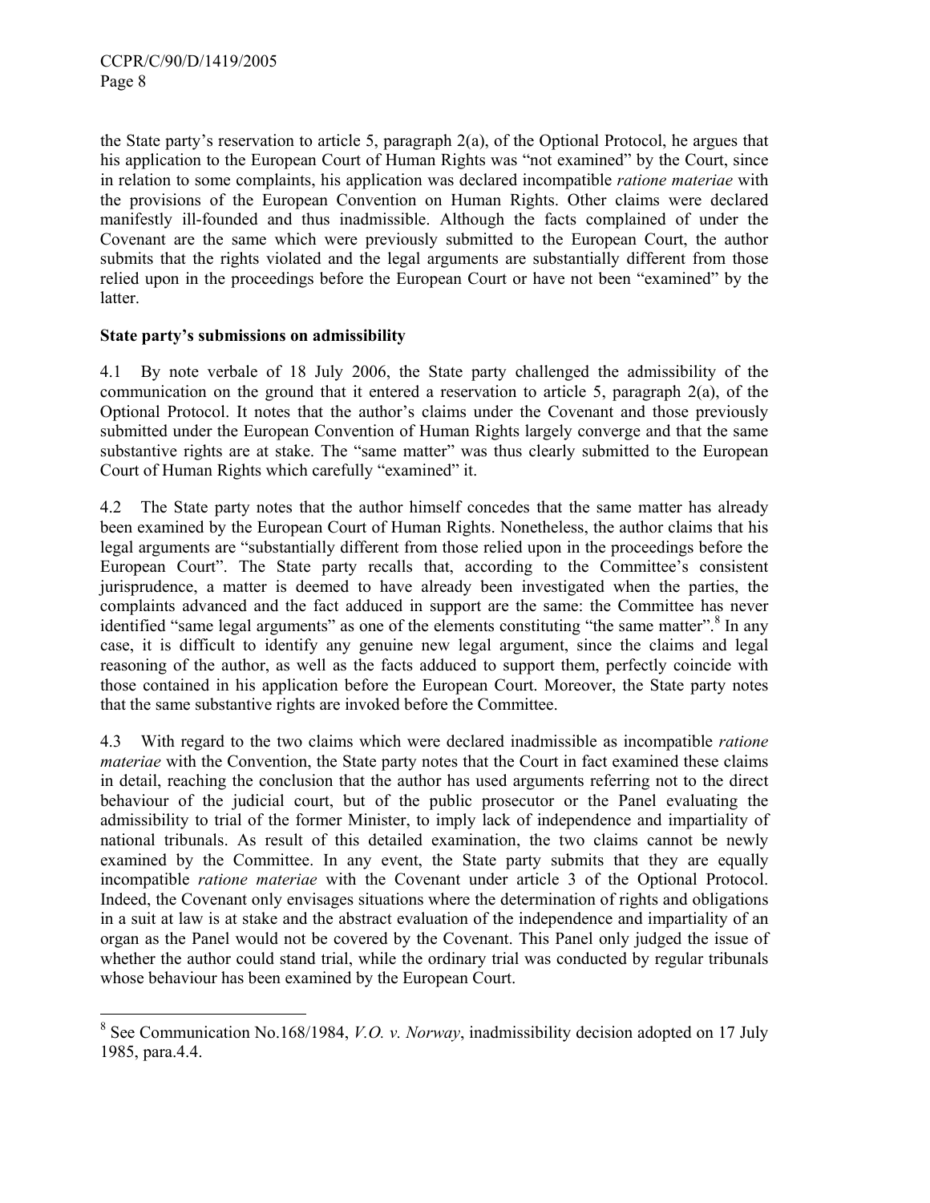the State party's reservation to article 5, paragraph 2(a), of the Optional Protocol, he argues that his application to the European Court of Human Rights was "not examined" by the Court, since in relation to some complaints, his application was declared incompatible *ratione materiae* with the provisions of the European Convention on Human Rights. Other claims were declared manifestly ill-founded and thus inadmissible. Although the facts complained of under the Covenant are the same which were previously submitted to the European Court, the author submits that the rights violated and the legal arguments are substantially different from those relied upon in the proceedings before the European Court or have not been "examined" by the latter.

**State party's submissions on admissibility**

4.1 By note verbale of 18 July 2006, the State party challenged the admissibility of the communication on the ground that it entered a reservation to article 5, paragraph 2(a), of the Optional Protocol. It notes that the author's claims under the Covenant and those previously submitted under the European Convention of Human Rights largely converge and that the same substantive rights are at stake. The "same matter" was thus clearly submitted to the European Court of Human Rights which carefully "examined" it.

4.2 The State party notes that the author himself concedes that the same matter has already been examined by the European Court of Human Rights. Nonetheless, the author claims that his legal arguments are "substantially different from those relied upon in the proceedings before the European Court". The State party recalls that, according to the Committee's consistent jurisprudence, a matter is deemed to have already been investigated when the parties, the complaints advanced and the fact adduced in support are the same: the Committee has never identified "same legal arguments" as one of the elements constituting "the same matter".[8] In any case, it is difficult to identify any genuine new legal argument, since the claims and legal reasoning of the author, as well as the facts adduced to support them, perfectly coincide with those contained in his application before the European Court. Moreover, the State party notes that the same substantive rights are invoked before the Committee.

4.3 With regard to the two claims which were declared inadmissible as incompatible *ratione materiae* with the Convention, the State party notes that the Court in fact examined these claims in detail, reaching the conclusion that the author has used arguments referring not to the direct behaviour of the judicial court, but of the public prosecutor or the Panel evaluating the admissibility to trial of the former Minister, to imply lack of independence and impartiality of national tribunals. As result of this detailed examination, the two claims cannot be newly examined by the Committee. In any event, the State party submits that they are equally incompatible *ratione materiae* with the Covenant under article 3 of the Optional Protocol. Indeed, the Covenant only envisages situations where the determination of rights and obligations in a suit at law is at stake and the abstract evaluation of the independence and impartiality of an organ as the Panel would not be covered by the Covenant. This Panel only judged the issue of whether the author could stand trial, while the ordinary trial was conducted by regular tribunals whose behaviour has been examined by the European Court.

---

[8] See Communication No.168/1984, *V.O. v. Norway*, inadmissibility decision adopted on 17 July 1985, para.4.4.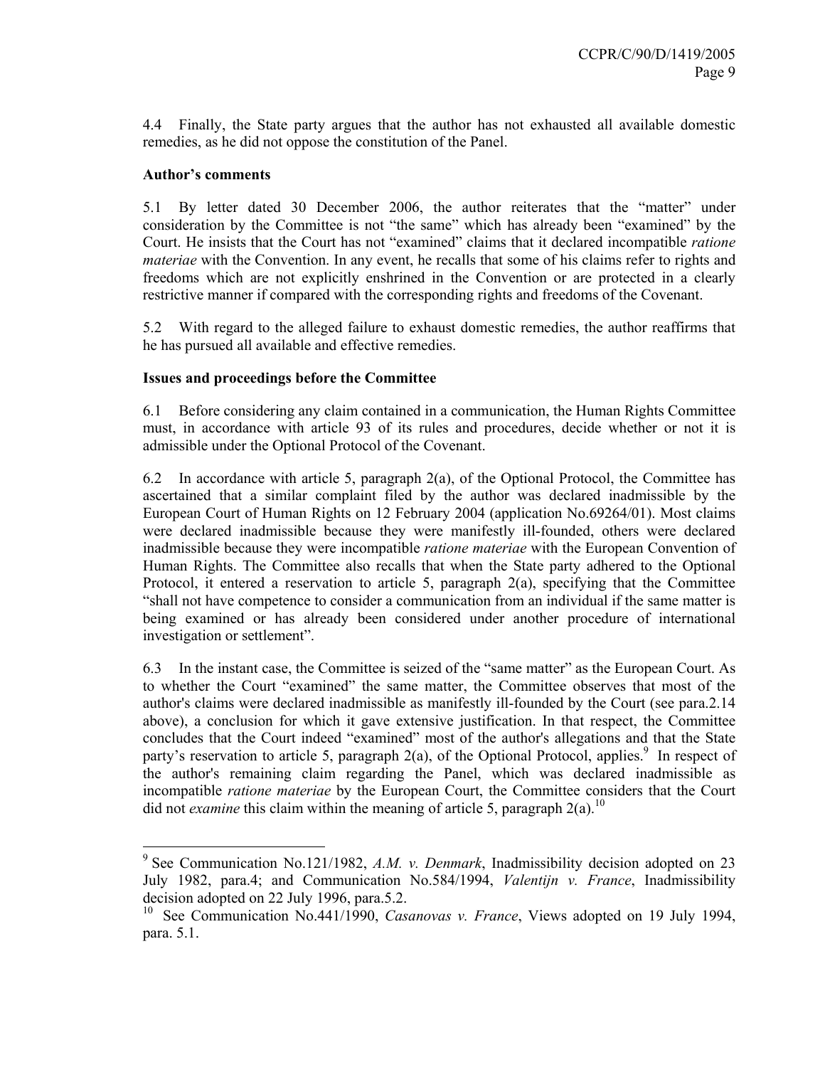4.4 Finally, the State party argues that the author has not exhausted all available domestic remedies, as he did not oppose the constitution of the Panel.

**Author's comments**

5.1 By letter dated 30 December 2006, the author reiterates that the "matter" under consideration by the Committee is not "the same" which has already been "examined" by the Court. He insists that the Court has not "examined" claims that it declared incompatible *ratione materiae* with the Convention. In any event, he recalls that some of his claims refer to rights and freedoms which are not explicitly enshrined in the Convention or are protected in a clearly restrictive manner if compared with the corresponding rights and freedoms of the Covenant.

5.2 With regard to the alleged failure to exhaust domestic remedies, the author reaffirms that he has pursued all available and effective remedies.

**Issues and proceedings before the Committee**

6.1 Before considering any claim contained in a communication, the Human Rights Committee must, in accordance with article 93 of its rules and procedures, decide whether or not it is admissible under the Optional Protocol of the Covenant.

6.2 In accordance with article 5, paragraph 2(a), of the Optional Protocol, the Committee has ascertained that a similar complaint filed by the author was declared inadmissible by the European Court of Human Rights on 12 February 2004 (application No.69264/01). Most claims were declared inadmissible because they were manifestly ill-founded, others were declared inadmissible because they were incompatible *ratione materiae* with the European Convention of Human Rights. The Committee also recalls that when the State party adhered to the Optional Protocol, it entered a reservation to article 5, paragraph 2(a), specifying that the Committee "shall not have competence to consider a communication from an individual if the same matter is being examined or has already been considered under another procedure of international investigation or settlement".

6.3 In the instant case, the Committee is seized of the "same matter" as the European Court. As to whether the Court "examined" the same matter, the Committee observes that most of the author's claims were declared inadmissible as manifestly ill-founded by the Court (see para.2.14 above), a conclusion for which it gave extensive justification. In that respect, the Committee concludes that the Court indeed "examined" most of the author's allegations and that the State party's reservation to article 5, paragraph 2(a), of the Optional Protocol, applies.[9] In respect of the author's remaining claim regarding the Panel, which was declared inadmissible as incompatible *ratione materiae* by the European Court, the Committee considers that the Court did not *examine* this claim within the meaning of article 5, paragraph 2(a).[10]

---

[9] See Communication No.121/1982, *A.M. v. Denmark*, Inadmissibility decision adopted on 23 July 1982, para.4; and Communication No.584/1994, *Valentijn v. France*, Inadmissibility decision adopted on 22 July 1996, para.5.2.

[10] See Communication No.441/1990, *Casanovas v. France*, Views adopted on 19 July 1994, para. 5.1.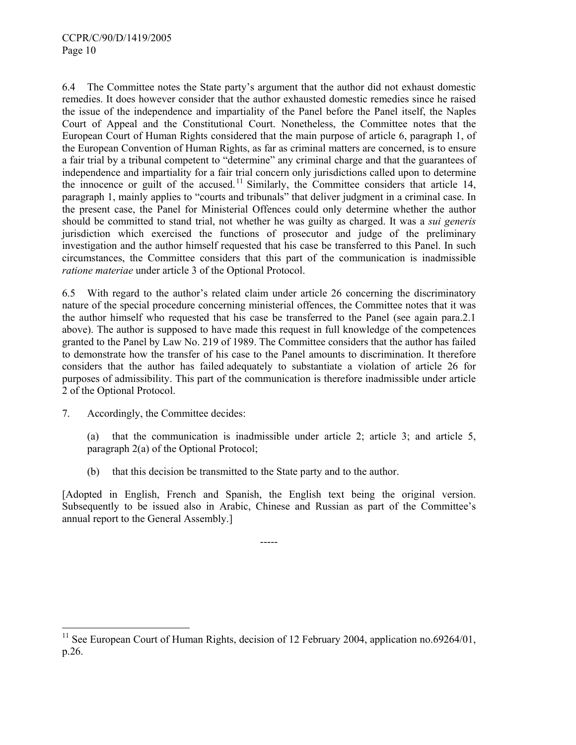6.4 The Committee notes the State party's argument that the author did not exhaust domestic remedies. It does however consider that the author exhausted domestic remedies since he raised the issue of the independence and impartiality of the Panel before the Panel itself, the Naples Court of Appeal and the Constitutional Court. Nonetheless, the Committee notes that the European Court of Human Rights considered that the main purpose of article 6, paragraph 1, of the European Convention of Human Rights, as far as criminal matters are concerned, is to ensure a fair trial by a tribunal competent to "determine" any criminal charge and that the guarantees of independence and impartiality for a fair trial concern only jurisdictions called upon to determine the innocence or guilt of the accused.[11] Similarly, the Committee considers that article 14, paragraph 1, mainly applies to "courts and tribunals" that deliver judgment in a criminal case. In the present case, the Panel for Ministerial Offences could only determine whether the author should be committed to stand trial, not whether he was guilty as charged. It was a *sui generis* jurisdiction which exercised the functions of prosecutor and judge of the preliminary investigation and the author himself requested that his case be transferred to this Panel. In such circumstances, the Committee considers that this part of the communication is inadmissible *ratione materiae* under article 3 of the Optional Protocol.

6.5 With regard to the author's related claim under article 26 concerning the discriminatory nature of the special procedure concerning ministerial offences, the Committee notes that it was the author himself who requested that his case be transferred to the Panel (see again para.2.1 above). The author is supposed to have made this request in full knowledge of the competences granted to the Panel by Law No. 219 of 1989. The Committee considers that the author has failed to demonstrate how the transfer of his case to the Panel amounts to discrimination. It therefore considers that the author has failed adequately to substantiate a violation of article 26 for purposes of admissibility. This part of the communication is therefore inadmissible under article 2 of the Optional Protocol.

7. Accordingly, the Committee decides:

(a) that the communication is inadmissible under article 2; article 3; and article 5, paragraph 2(a) of the Optional Protocol;

(b) that this decision be transmitted to the State party and to the author.

[Adopted in English, French and Spanish, the English text being the original version. Subsequently to be issued also in Arabic, Chinese and Russian as part of the Committee's annual report to the General Assembly.]

-----

[11] See European Court of Human Rights, decision of 12 February 2004, application no.69264/01, p.26.